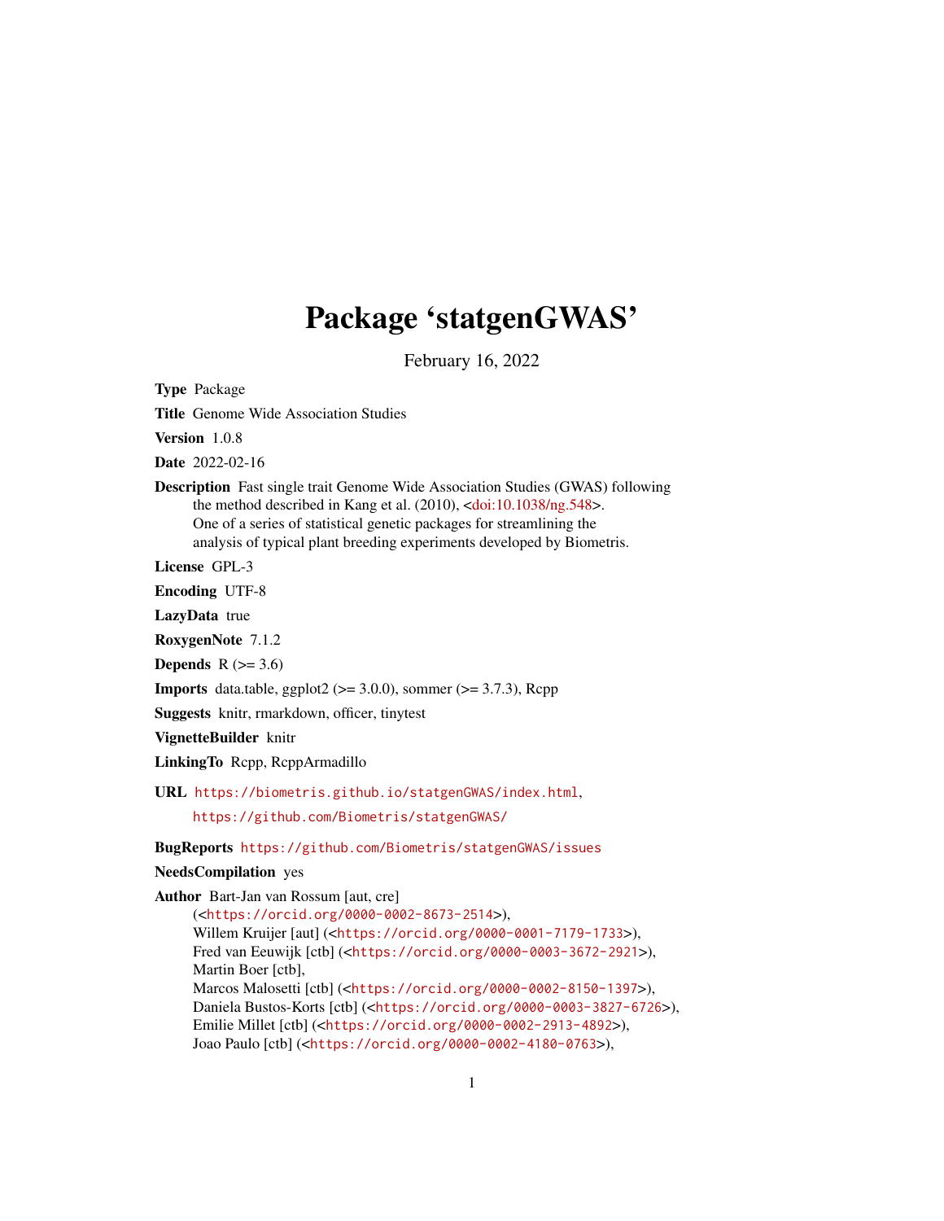# Package 'statgenGWAS'

February 16, 2022

**Type** Package

**Title** Genome Wide Association Studies

**Version** 1.0.8

**Date** 2022-02-16

**Description** Fast single trait Genome Wide Association Studies (GWAS) following the method described in Kang et al. (2010), <doi:10.1038/ng.548>. One of a series of statistical genetic packages for streamlining the analysis of typical plant breeding experiments developed by Biometris.

**License** GPL-3

**Encoding** UTF-8

**LazyData** true

**RoxygenNote** 7.1.2

**Depends** R (>= 3.6)

**Imports** data.table, ggplot2 (>= 3.0.0), sommer (>= 3.7.3), Rcpp

**Suggests** knitr, rmarkdown, officer, tinytest

**VignetteBuilder** knitr

**LinkingTo** Rcpp, RcppArmadillo

**URL** https://biometris.github.io/statgenGWAS/index.html, https://github.com/Biometris/statgenGWAS/

**BugReports** https://github.com/Biometris/statgenGWAS/issues

**NeedsCompilation** yes

**Author** Bart-Jan van Rossum [aut, cre] (<https://orcid.org/0000-0002-8673-2514>), Willem Kruijer [aut] (<https://orcid.org/0000-0001-7179-1733>), Fred van Eeuwijk [ctb] (<https://orcid.org/0000-0003-3672-2921>), Martin Boer [ctb], Marcos Malosetti [ctb] (<https://orcid.org/0000-0002-8150-1397>), Daniela Bustos-Korts [ctb] (<https://orcid.org/0000-0003-3827-6726>), Emilie Millet [ctb] (<https://orcid.org/0000-0002-2913-4892>), Joao Paulo [ctb] (<https://orcid.org/0000-0002-4180-0763>),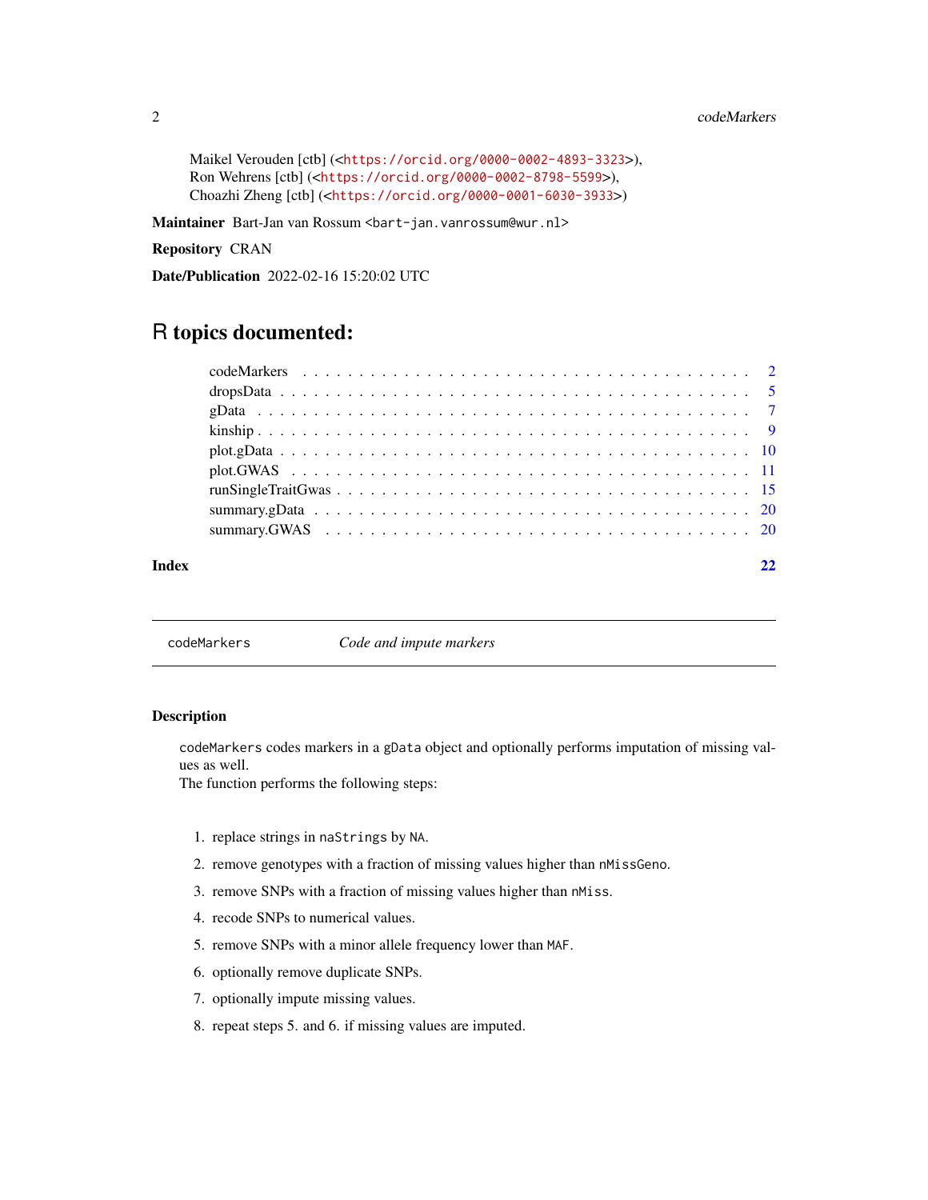Maikel Verouden [ctb] (<https://orcid.org/0000-0002-4893-3323>),
Ron Wehrens [ctb] (<https://orcid.org/0000-0002-8798-5599>),
Choazhi Zheng [ctb] (<https://orcid.org/0000-0001-6030-3933>)

**Maintainer** Bart-Jan van Rossum <bart-jan.vanrossum@wur.nl>

**Repository** CRAN

**Date/Publication** 2022-02-16 15:20:02 UTC

# R topics documented:

- codeMarkers . . . . . . . . . . . . . . . . . . . . . . . . . . . . . . . . . . . 2
- dropsData . . . . . . . . . . . . . . . . . . . . . . . . . . . . . . . . . . . . 5
- gData . . . . . . . . . . . . . . . . . . . . . . . . . . . . . . . . . . . . . . 7
- kinship . . . . . . . . . . . . . . . . . . . . . . . . . . . . . . . . . . . . . 9
- plot.gData . . . . . . . . . . . . . . . . . . . . . . . . . . . . . . . . . . . 10
- plot.GWAS . . . . . . . . . . . . . . . . . . . . . . . . . . . . . . . . . . . 11
- runSingleTraitGwas . . . . . . . . . . . . . . . . . . . . . . . . . . . . . . 15
- summary.gData . . . . . . . . . . . . . . . . . . . . . . . . . . . . . . . . . 20
- summary.GWAS . . . . . . . . . . . . . . . . . . . . . . . . . . . . . . . . . 20

**Index** 22

---

## codeMarkers *Code and impute markers*

---

### Description

codeMarkers codes markers in a gData object and optionally performs imputation of missing values as well.
The function performs the following steps:

1. replace strings in naStrings by NA.
2. remove genotypes with a fraction of missing values higher than nMissGeno.
3. remove SNPs with a fraction of missing values higher than nMiss.
4. recode SNPs to numerical values.
5. remove SNPs with a minor allele frequency lower than MAF.
6. optionally remove duplicate SNPs.
7. optionally impute missing values.
8. repeat steps 5. and 6. if missing values are imputed.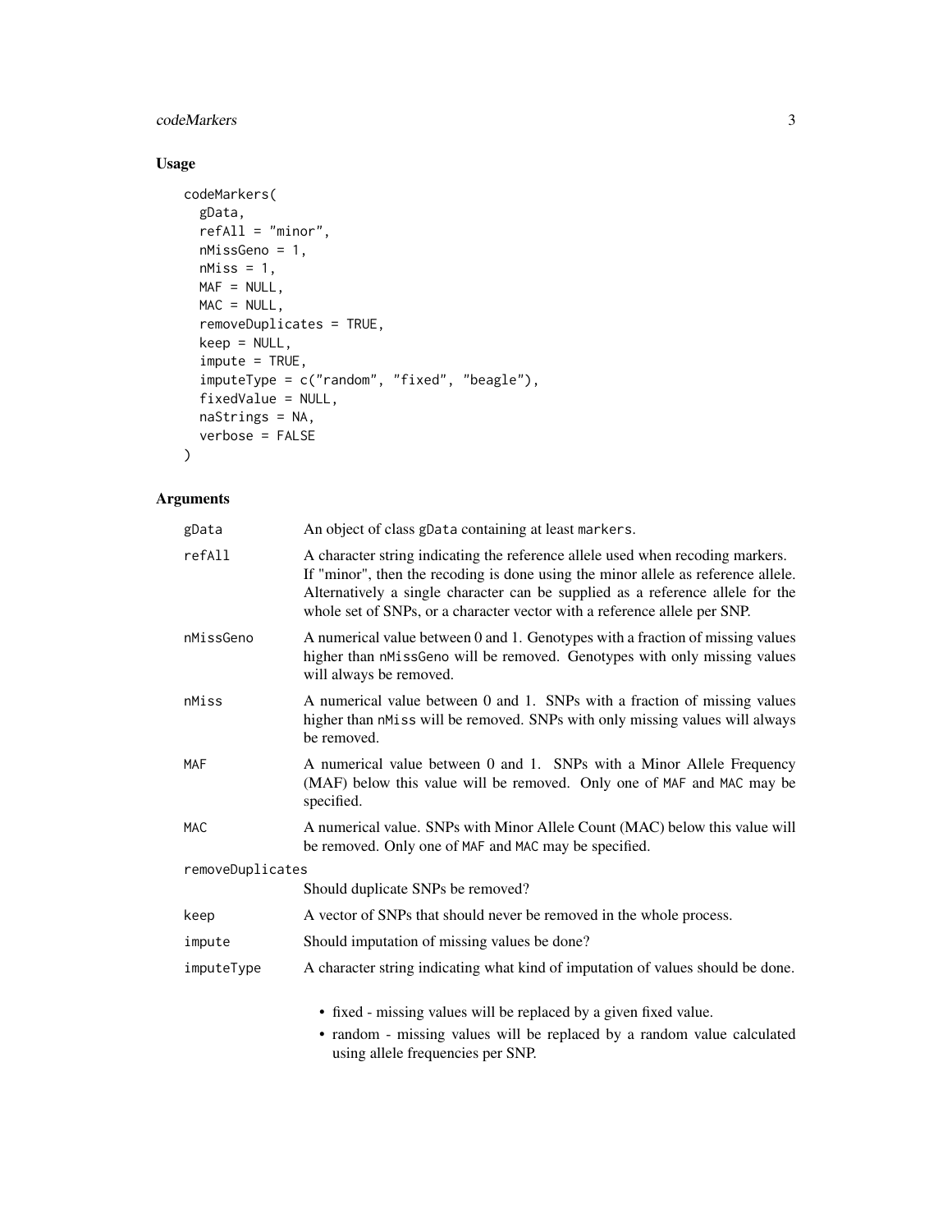## Usage

```
codeMarkers(
  gData,
  refAll = "minor",
  nMissGeno = 1,
  nMiss = 1,
  MAF = NULL,
  MAC = NULL,
  removeDuplicates = TRUE,
  keep = NULL,
  impute = TRUE,
  imputeType = c("random", "fixed", "beagle"),
  fixedValue = NULL,
  naStrings = NA,
  verbose = FALSE
)
```

## Arguments

- `gData` — An object of class `gData` containing at least `markers`.
- `refAll` — A character string indicating the reference allele used when recoding markers. If "minor", then the recoding is done using the minor allele as reference allele. Alternatively a single character can be supplied as a reference allele for the whole set of SNPs, or a character vector with a reference allele per SNP.
- `nMissGeno` — A numerical value between 0 and 1. Genotypes with a fraction of missing values higher than `nMissGeno` will be removed. Genotypes with only missing values will always be removed.
- `nMiss` — A numerical value between 0 and 1. SNPs with a fraction of missing values higher than `nMiss` will be removed. SNPs with only missing values will always be removed.
- `MAF` — A numerical value between 0 and 1. SNPs with a Minor Allele Frequency (MAF) below this value will be removed. Only one of `MAF` and `MAC` may be specified.
- `MAC` — A numerical value. SNPs with Minor Allele Count (MAC) below this value will be removed. Only one of `MAF` and `MAC` may be specified.
- `removeDuplicates` — Should duplicate SNPs be removed?
- `keep` — A vector of SNPs that should never be removed in the whole process.
- `impute` — Should imputation of missing values be done?
- `imputeType` — A character string indicating what kind of imputation of values should be done.
  - fixed - missing values will be replaced by a given fixed value.
  - random - missing values will be replaced by a random value calculated using allele frequencies per SNP.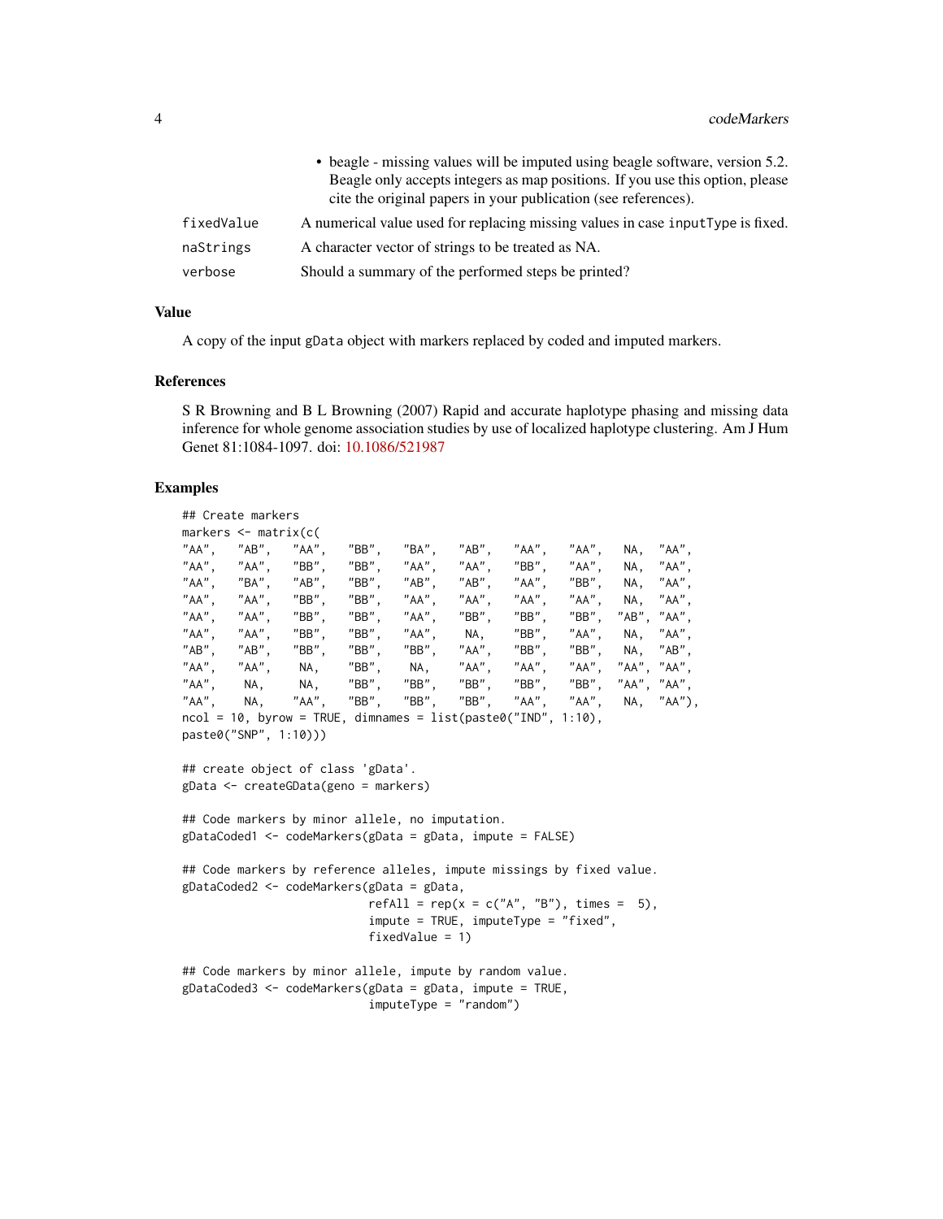- beagle - missing values will be imputed using beagle software, version 5.2. Beagle only accepts integers as map positions. If you use this option, please cite the original papers in your publication (see references).

`fixedValue` A numerical value used for replacing missing values in case `inputType` is fixed.

`naStrings` A character vector of strings to be treated as NA.

`verbose` Should a summary of the performed steps be printed?

### Value

A copy of the input `gData` object with markers replaced by coded and imputed markers.

### References

S R Browning and B L Browning (2007) Rapid and accurate haplotype phasing and missing data inference for whole genome association studies by use of localized haplotype clustering. Am J Hum Genet 81:1084-1097. doi: 10.1086/521987

### Examples

```
## Create markers
markers <- matrix(c(
"AA",   "AB",   "AA",   "BB",   "BA",   "AB",   "AA",   "AA",   NA,  "AA",
"AA",   "AA",   "BB",   "BB",   "AA",   "AA",   "BB",   "AA",   NA,  "AA",
"AA",   "BA",   "AB",   "BB",   "AB",   "AB",   "AA",   "BB",   NA,  "AA",
"AA",   "AA",   "BB",   "BB",   "AA",   "AA",   "AA",   "AA",   NA,  "AA",
"AA",   "AA",   "BB",   "BB",   "AA",   "BB",   "BB",   "BB",  "AB", "AA",
"AA",   "AA",   "BB",   "BB",   "AA",    NA,    "BB",   "AA",   NA,  "AA",
"AB",   "AB",   "BB",   "BB",   "BB",   "AA",   "BB",   "BB",   NA,  "AB",
"AA",   "AA",    NA,    "BB",    NA,    "AA",   "AA",   "AA",  "AA", "AA",
"AA",    NA,     NA,    "BB",   "BB",   "BB",   "BB",   "BB",  "AA", "AA",
"AA",    NA,    "AA",   "BB",   "BB",   "BB",   "AA",   "AA",   NA,  "AA"),
ncol = 10, byrow = TRUE, dimnames = list(paste0("IND", 1:10),
paste0("SNP", 1:10)))

## create object of class 'gData'.
gData <- createGData(geno = markers)

## Code markers by minor allele, no imputation.
gDataCoded1 <- codeMarkers(gData = gData, impute = FALSE)

## Code markers by reference alleles, impute missings by fixed value.
gDataCoded2 <- codeMarkers(gData = gData,
                           refAll = rep(x = c("A", "B"), times =  5),
                           impute = TRUE, imputeType = "fixed",
                           fixedValue = 1)

## Code markers by minor allele, impute by random value.
gDataCoded3 <- codeMarkers(gData = gData, impute = TRUE,
                           imputeType = "random")
```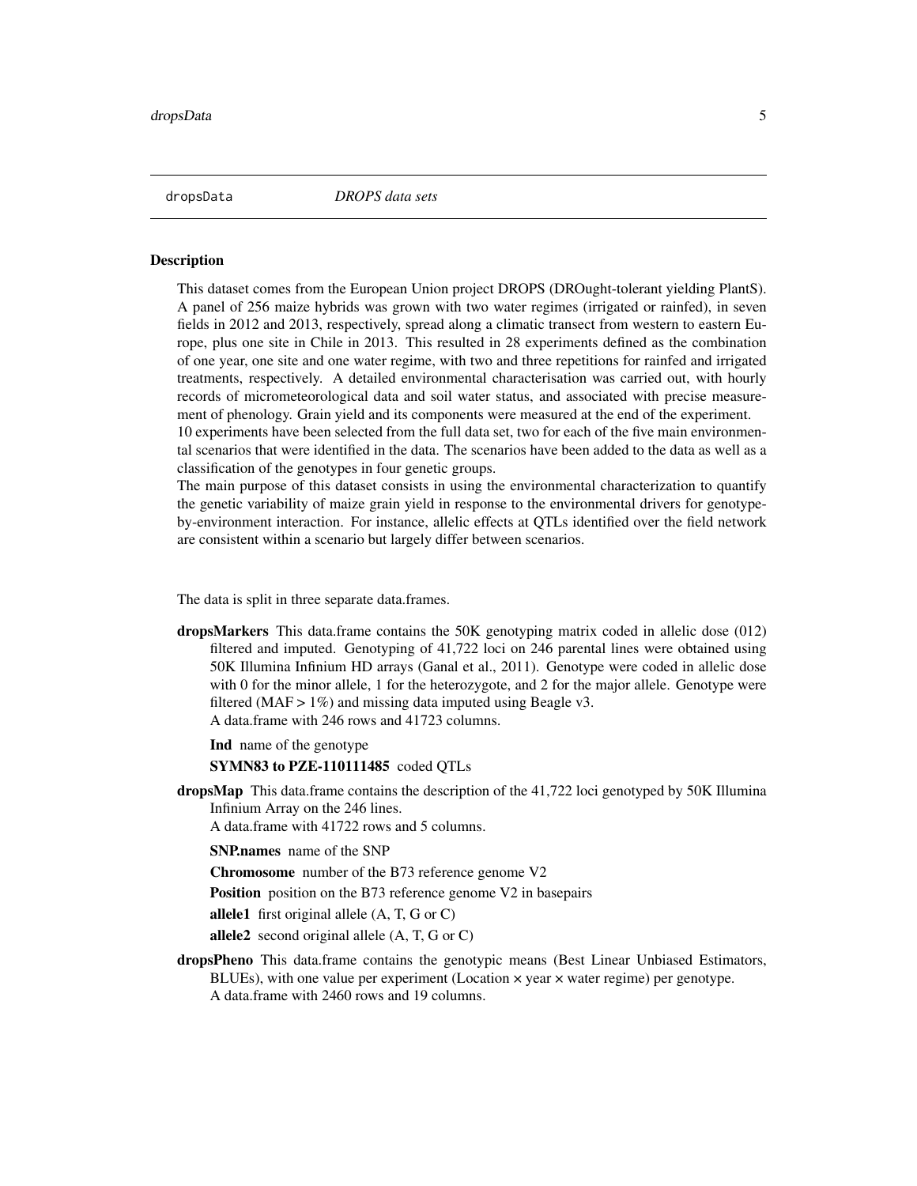dropsData *DROPS data sets*

## Description

This dataset comes from the European Union project DROPS (DROught-tolerant yielding PlantS). A panel of 256 maize hybrids was grown with two water regimes (irrigated or rainfed), in seven fields in 2012 and 2013, respectively, spread along a climatic transect from western to eastern Europe, plus one site in Chile in 2013. This resulted in 28 experiments defined as the combination of one year, one site and one water regime, with two and three repetitions for rainfed and irrigated treatments, respectively. A detailed environmental characterisation was carried out, with hourly records of micrometeorological data and soil water status, and associated with precise measurement of phenology. Grain yield and its components were measured at the end of the experiment.
10 experiments have been selected from the full data set, two for each of the five main environmental scenarios that were identified in the data. The scenarios have been added to the data as well as a classification of the genotypes in four genetic groups.
The main purpose of this dataset consists in using the environmental characterization to quantify the genetic variability of maize grain yield in response to the environmental drivers for genotype-by-environment interaction. For instance, allelic effects at QTLs identified over the field network are consistent within a scenario but largely differ between scenarios.

The data is split in three separate data.frames.

**dropsMarkers** This data.frame contains the 50K genotyping matrix coded in allelic dose (012) filtered and imputed. Genotyping of 41,722 loci on 246 parental lines were obtained using 50K Illumina Infinium HD arrays (Ganal et al., 2011). Genotype were coded in allelic dose with 0 for the minor allele, 1 for the heterozygote, and 2 for the major allele. Genotype were filtered (MAF > 1%) and missing data imputed using Beagle v3.
A data.frame with 246 rows and 41723 columns.

- **Ind** name of the genotype
- **SYMN83 to PZE-110111485** coded QTLs

**dropsMap** This data.frame contains the description of the 41,722 loci genotyped by 50K Illumina Infinium Array on the 246 lines.
A data.frame with 41722 rows and 5 columns.

- **SNP.names** name of the SNP
- **Chromosome** number of the B73 reference genome V2
- **Position** position on the B73 reference genome V2 in basepairs
- **allele1** first original allele (A, T, G or C)
- **allele2** second original allele (A, T, G or C)

**dropsPheno** This data.frame contains the genotypic means (Best Linear Unbiased Estimators, BLUEs), with one value per experiment (Location × year × water regime) per genotype.
A data.frame with 2460 rows and 19 columns.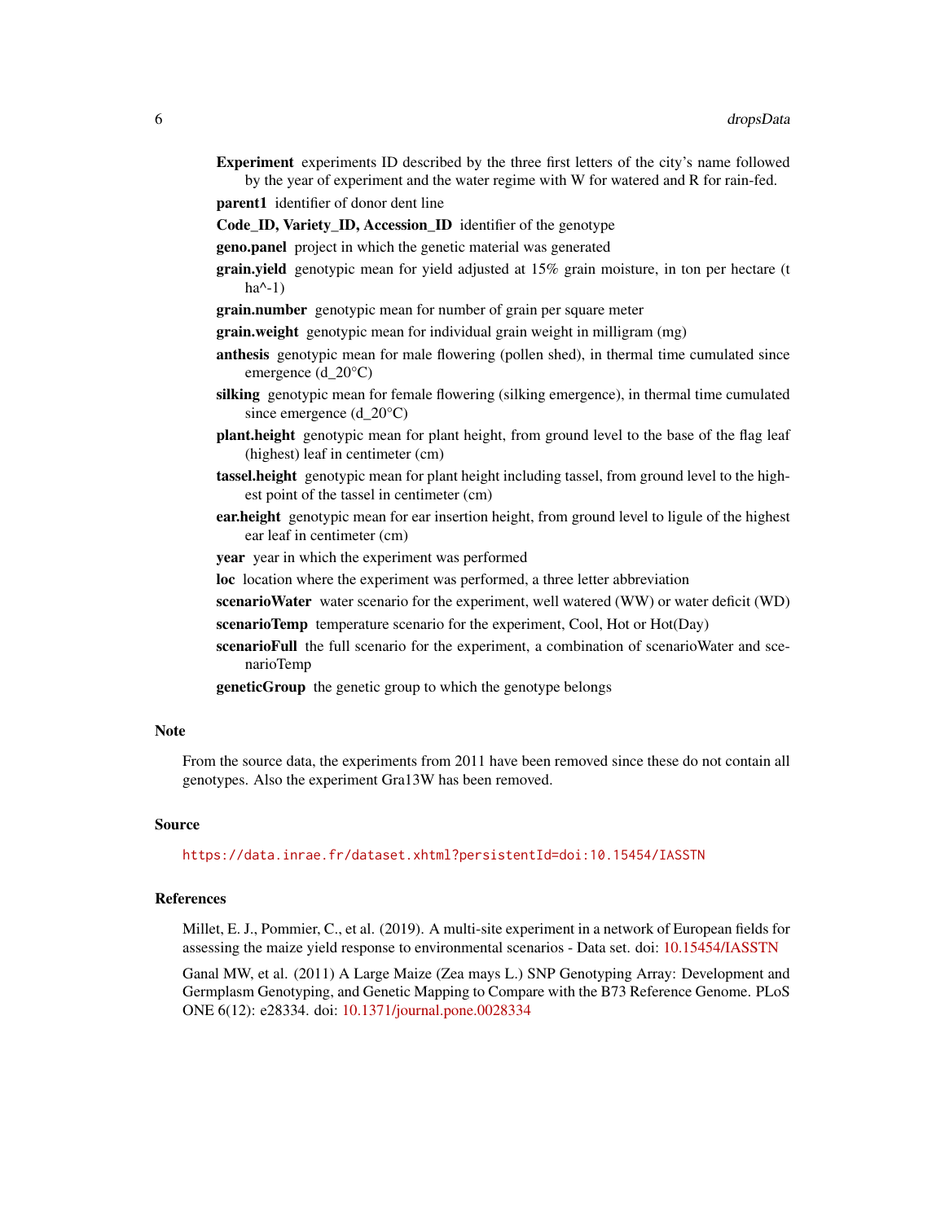**Experiment** experiments ID described by the three first letters of the city's name followed by the year of experiment and the water regime with W for watered and R for rain-fed.

**parent1** identifier of donor dent line

**Code_ID, Variety_ID, Accession_ID** identifier of the genotype

**geno.panel** project in which the genetic material was generated

**grain.yield** genotypic mean for yield adjusted at 15% grain moisture, in ton per hectare (t ha^-1)

**grain.number** genotypic mean for number of grain per square meter

**grain.weight** genotypic mean for individual grain weight in milligram (mg)

**anthesis** genotypic mean for male flowering (pollen shed), in thermal time cumulated since emergence (d_20°C)

**silking** genotypic mean for female flowering (silking emergence), in thermal time cumulated since emergence (d_20°C)

**plant.height** genotypic mean for plant height, from ground level to the base of the flag leaf (highest) leaf in centimeter (cm)

**tassel.height** genotypic mean for plant height including tassel, from ground level to the highest point of the tassel in centimeter (cm)

**ear.height** genotypic mean for ear insertion height, from ground level to ligule of the highest ear leaf in centimeter (cm)

**year** year in which the experiment was performed

**loc** location where the experiment was performed, a three letter abbreviation

**scenarioWater** water scenario for the experiment, well watered (WW) or water deficit (WD)

**scenarioTemp** temperature scenario for the experiment, Cool, Hot or Hot(Day)

**scenarioFull** the full scenario for the experiment, a combination of scenarioWater and scenarioTemp

**geneticGroup** the genetic group to which the genotype belongs

## Note

From the source data, the experiments from 2011 have been removed since these do not contain all genotypes. Also the experiment Gra13W has been removed.

## Source

https://data.inrae.fr/dataset.xhtml?persistentId=doi:10.15454/IASSTN

## References

Millet, E. J., Pommier, C., et al. (2019). A multi-site experiment in a network of European fields for assessing the maize yield response to environmental scenarios - Data set. doi: 10.15454/IASSTN

Ganal MW, et al. (2011) A Large Maize (Zea mays L.) SNP Genotyping Array: Development and Germplasm Genotyping, and Genetic Mapping to Compare with the B73 Reference Genome. PLoS ONE 6(12): e28334. doi: 10.1371/journal.pone.0028334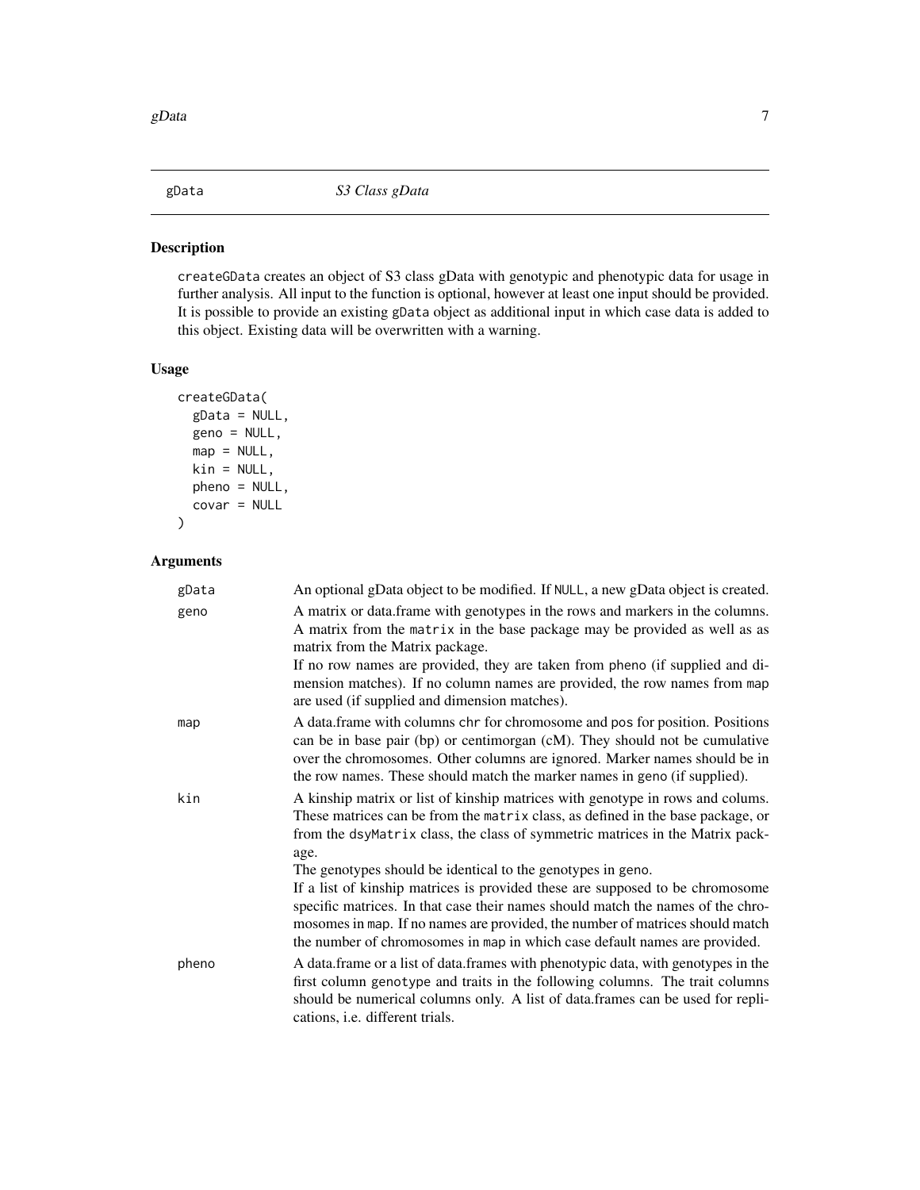## gData — *S3 Class gData*

### Description

`createGData` creates an object of S3 class gData with genotypic and phenotypic data for usage in further analysis. All input to the function is optional, however at least one input should be provided. It is possible to provide an existing `gData` object as additional input in which case data is added to this object. Existing data will be overwritten with a warning.

### Usage

```
createGData(
  gData = NULL,
  geno = NULL,
  map = NULL,
  kin = NULL,
  pheno = NULL,
  covar = NULL
)
```

### Arguments

| Argument | Description |
| --- | --- |
| `gData` | An optional gData object to be modified. If `NULL`, a new gData object is created. |
| `geno` | A matrix or data.frame with genotypes in the rows and markers in the columns. A matrix from the `matrix` in the base package may be provided as well as as matrix from the Matrix package.<br>If no row names are provided, they are taken from `pheno` (if supplied and dimension matches). If no column names are provided, the row names from `map` are used (if supplied and dimension matches). |
| `map` | A data.frame with columns `chr` for chromosome and `pos` for position. Positions can be in base pair (bp) or centimorgan (cM). They should not be cumulative over the chromosomes. Other columns are ignored. Marker names should be in the row names. These should match the marker names in `geno` (if supplied). |
| `kin` | A kinship matrix or list of kinship matrices with genotype in rows and colums. These matrices can be from the `matrix` class, as defined in the base package, or from the `dsyMatrix` class, the class of symmetric matrices in the Matrix package.<br>The genotypes should be identical to the genotypes in `geno`.<br>If a list of kinship matrices is provided these are supposed to be chromosome specific matrices. In that case their names should match the names of the chromosomes in `map`. If no names are provided, the number of matrices should match the number of chromosomes in `map` in which case default names are provided. |
| `pheno` | A data.frame or a list of data.frames with phenotypic data, with genotypes in the first column `genotype` and traits in the following columns. The trait columns should be numerical columns only. A list of data.frames can be used for replications, i.e. different trials. |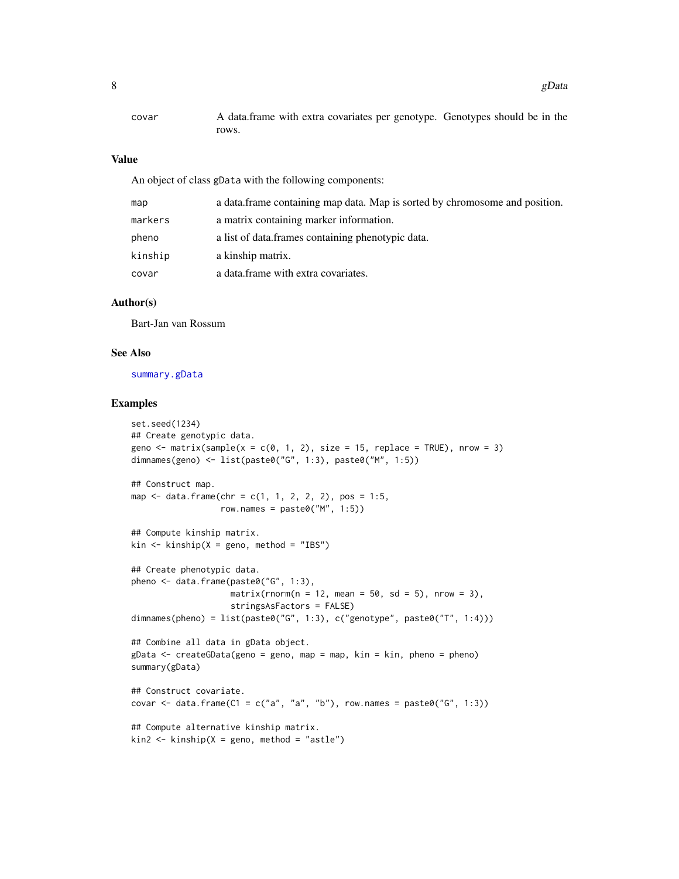| | |
|---|---|
| covar | A data.frame with extra covariates per genotype. Genotypes should be in the rows. |

### Value

An object of class gData with the following components:

| | |
|---|---|
| map | a data.frame containing map data. Map is sorted by chromosome and position. |
| markers | a matrix containing marker information. |
| pheno | a list of data.frames containing phenotypic data. |
| kinship | a kinship matrix. |
| covar | a data.frame with extra covariates. |

### Author(s)

Bart-Jan van Rossum

### See Also

summary.gData

### Examples

```
set.seed(1234)
## Create genotypic data.
geno <- matrix(sample(x = c(0, 1, 2), size = 15, replace = TRUE), nrow = 3)
dimnames(geno) <- list(paste0("G", 1:3), paste0("M", 1:5))

## Construct map.
map <- data.frame(chr = c(1, 1, 2, 2, 2), pos = 1:5,
                  row.names = paste0("M", 1:5))

## Compute kinship matrix.
kin <- kinship(X = geno, method = "IBS")

## Create phenotypic data.
pheno <- data.frame(paste0("G", 1:3),
                    matrix(rnorm(n = 12, mean = 50, sd = 5), nrow = 3),
                    stringsAsFactors = FALSE)
dimnames(pheno) = list(paste0("G", 1:3), c("genotype", paste0("T", 1:4)))

## Combine all data in gData object.
gData <- createGData(geno = geno, map = map, kin = kin, pheno = pheno)
summary(gData)

## Construct covariate.
covar <- data.frame(C1 = c("a", "a", "b"), row.names = paste0("G", 1:3))

## Compute alternative kinship matrix.
kin2 <- kinship(X = geno, method = "astle")
```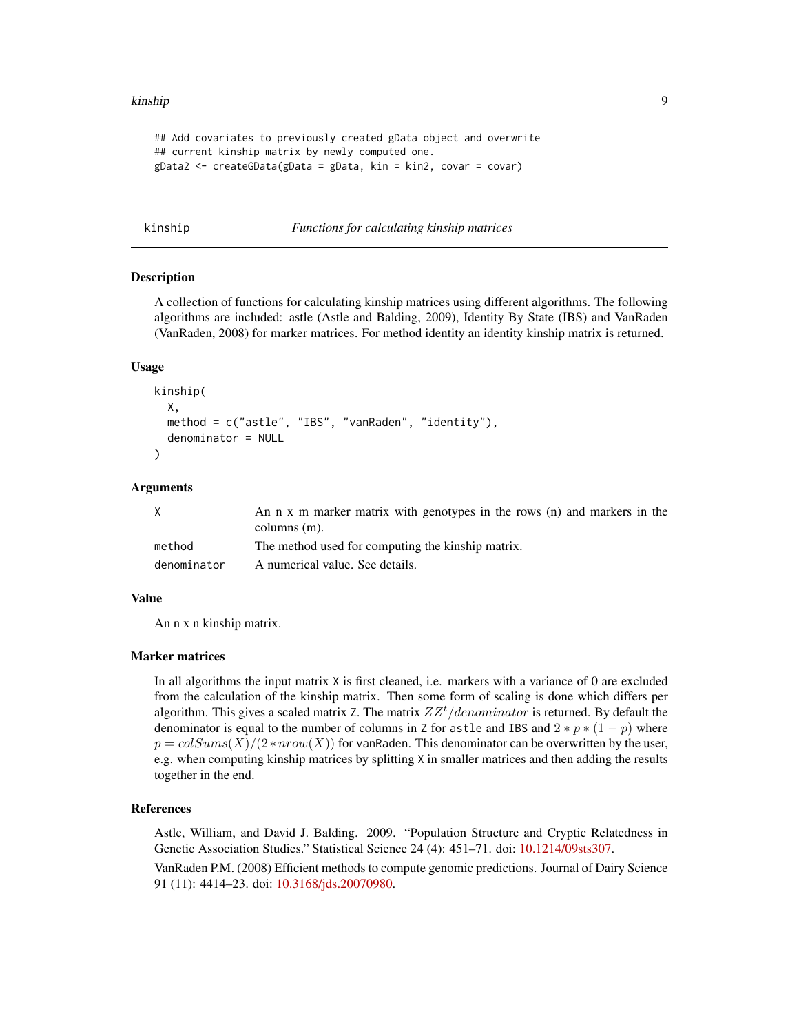```
## Add covariates to previously created gData object and overwrite
## current kinship matrix by newly computed one.
gData2 <- createGData(gData = gData, kin = kin2, covar = covar)
```

---

kinship *Functions for calculating kinship matrices*

---

### Description

A collection of functions for calculating kinship matrices using different algorithms. The following algorithms are included: astle (Astle and Balding, 2009), Identity By State (IBS) and VanRaden (VanRaden, 2008) for marker matrices. For method identity an identity kinship matrix is returned.

### Usage

```
kinship(
  X,
  method = c("astle", "IBS", "vanRaden", "identity"),
  denominator = NULL
)
```

### Arguments

| | |
|---|---|
| X | An n x m marker matrix with genotypes in the rows (n) and markers in the columns (m). |
| method | The method used for computing the kinship matrix. |
| denominator | A numerical value. See details. |

### Value

An n x n kinship matrix.

### Marker matrices

In all algorithms the input matrix X is first cleaned, i.e. markers with a variance of 0 are excluded from the calculation of the kinship matrix. Then some form of scaling is done which differs per algorithm. This gives a scaled matrix Z. The matrix $ZZ^t/denominator$ is returned. By default the denominator is equal to the number of columns in Z for astle and IBS and $2 * p * (1 - p)$ where $p = colSums(X)/(2 * nrow(X))$ for vanRaden. This denominator can be overwritten by the user, e.g. when computing kinship matrices by splitting X in smaller matrices and then adding the results together in the end.

### References

Astle, William, and David J. Balding. 2009. "Population Structure and Cryptic Relatedness in Genetic Association Studies." Statistical Science 24 (4): 451–71. doi: 10.1214/09sts307.

VanRaden P.M. (2008) Efficient methods to compute genomic predictions. Journal of Dairy Science 91 (11): 4414–23. doi: 10.3168/jds.20070980.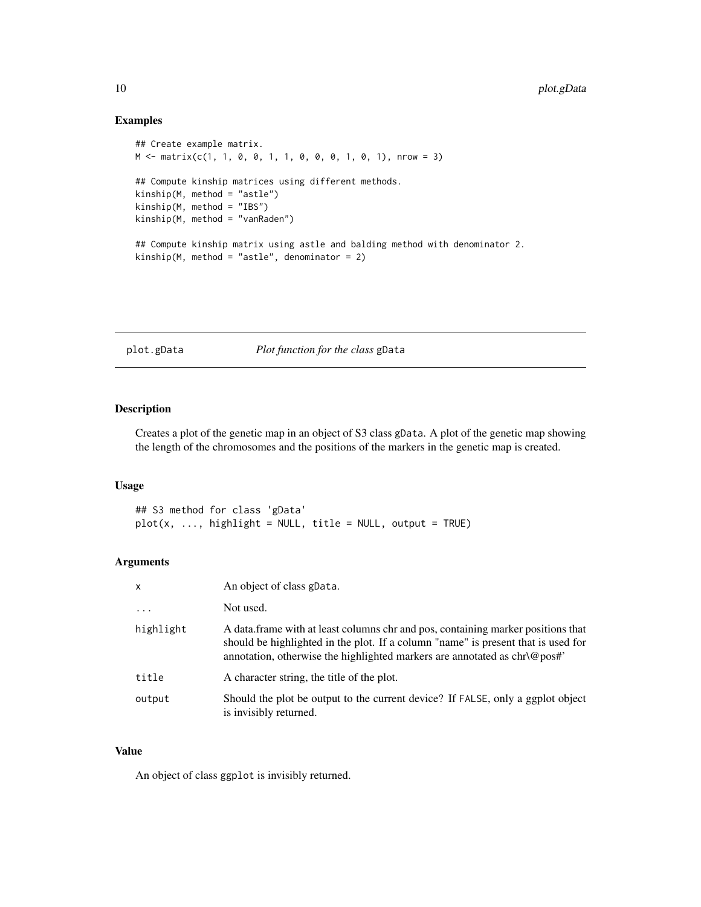## Examples

```
## Create example matrix.
M <- matrix(c(1, 1, 0, 0, 1, 1, 0, 0, 0, 1, 0, 1), nrow = 3)

## Compute kinship matrices using different methods.
kinship(M, method = "astle")
kinship(M, method = "IBS")
kinship(M, method = "vanRaden")

## Compute kinship matrix using astle and balding method with denominator 2.
kinship(M, method = "astle", denominator = 2)
```

---

# plot.gData *Plot function for the class* gData

---

## Description

Creates a plot of the genetic map in an object of S3 class gData. A plot of the genetic map showing the length of the chromosomes and the positions of the markers in the genetic map is created.

## Usage

```
## S3 method for class 'gData'
plot(x, ..., highlight = NULL, title = NULL, output = TRUE)
```

## Arguments

| | |
|---|---|
| x | An object of class gData. |
| ... | Not used. |
| highlight | A data.frame with at least columns chr and pos, containing marker positions that should be highlighted in the plot. If a column "name" is present that is used for annotation, otherwise the highlighted markers are annotated as chr\@pos#' |
| title | A character string, the title of the plot. |
| output | Should the plot be output to the current device? If FALSE, only a ggplot object is invisibly returned. |

## Value

An object of class ggplot is invisibly returned.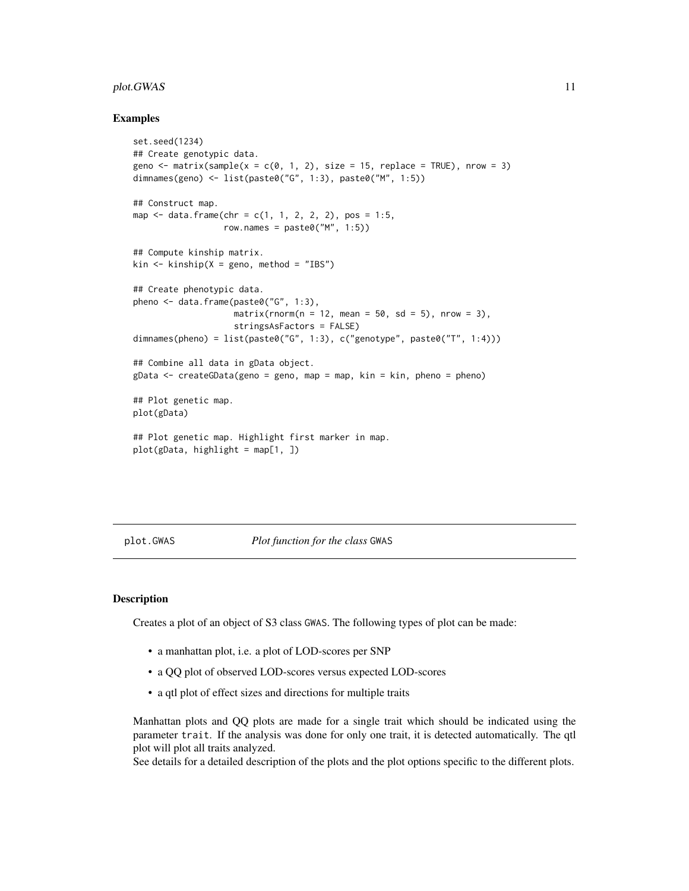### Examples

```
set.seed(1234)
## Create genotypic data.
geno <- matrix(sample(x = c(0, 1, 2), size = 15, replace = TRUE), nrow = 3)
dimnames(geno) <- list(paste0("G", 1:3), paste0("M", 1:5))

## Construct map.
map <- data.frame(chr = c(1, 1, 2, 2, 2), pos = 1:5,
                  row.names = paste0("M", 1:5))

## Compute kinship matrix.
kin <- kinship(X = geno, method = "IBS")

## Create phenotypic data.
pheno <- data.frame(paste0("G", 1:3),
                    matrix(rnorm(n = 12, mean = 50, sd = 5), nrow = 3),
                    stringsAsFactors = FALSE)
dimnames(pheno) = list(paste0("G", 1:3), c("genotype", paste0("T", 1:4)))

## Combine all data in gData object.
gData <- createGData(geno = geno, map = map, kin = kin, pheno = pheno)

## Plot genetic map.
plot(gData)

## Plot genetic map. Highlight first marker in map.
plot(gData, highlight = map[1, ])
```

---

## plot.GWAS — *Plot function for the class* GWAS

### Description

Creates a plot of an object of S3 class GWAS. The following types of plot can be made:

- a manhattan plot, i.e. a plot of LOD-scores per SNP
- a QQ plot of observed LOD-scores versus expected LOD-scores
- a qtl plot of effect sizes and directions for multiple traits

Manhattan plots and QQ plots are made for a single trait which should be indicated using the parameter trait. If the analysis was done for only one trait, it is detected automatically. The qtl plot will plot all traits analyzed.
See details for a detailed description of the plots and the plot options specific to the different plots.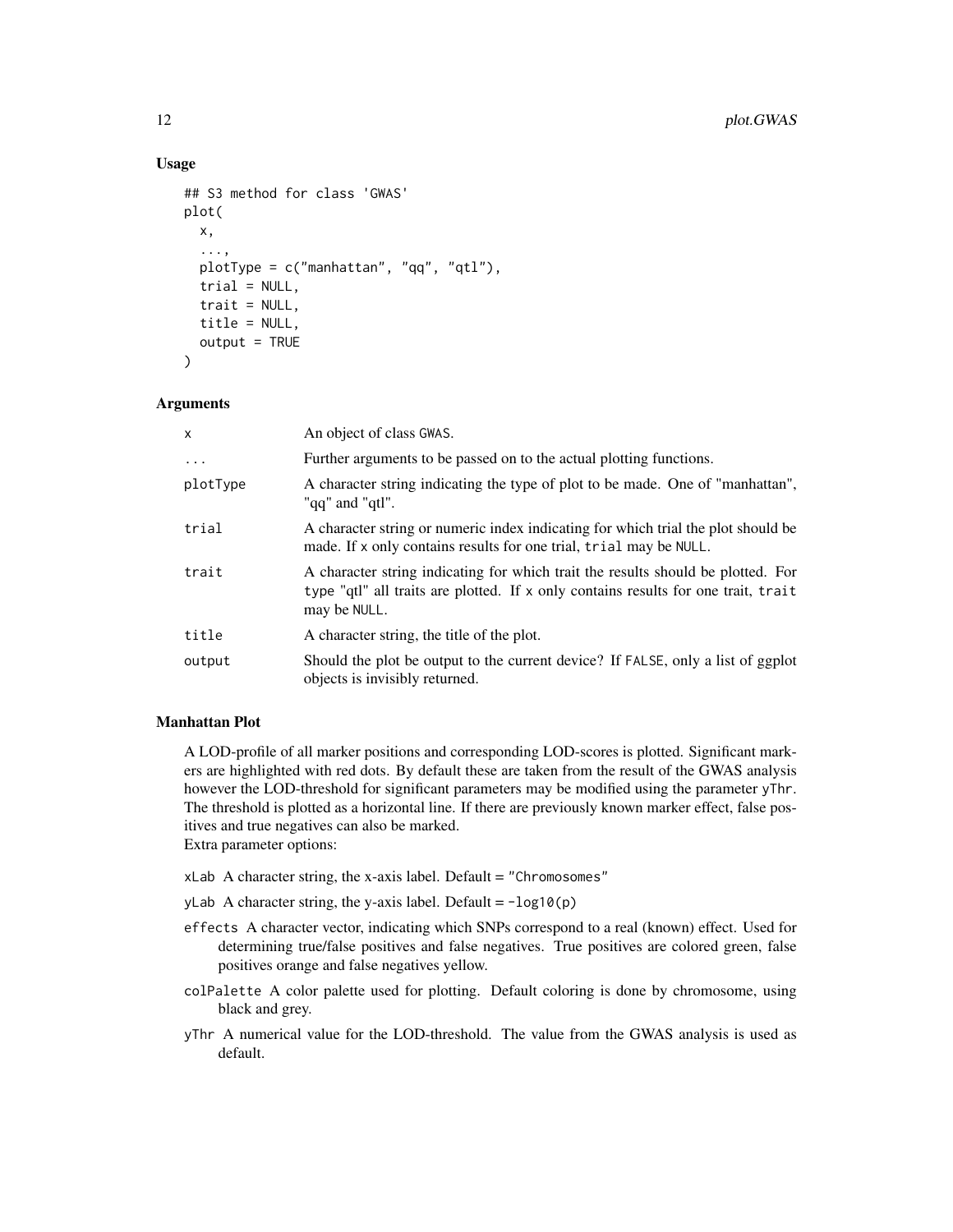## Usage

```
## S3 method for class 'GWAS'
plot(
  x,
  ...,
  plotType = c("manhattan", "qq", "qtl"),
  trial = NULL,
  trait = NULL,
  title = NULL,
  output = TRUE
)
```

## Arguments

| | |
|---|---|
| x | An object of class GWAS. |
| ... | Further arguments to be passed on to the actual plotting functions. |
| plotType | A character string indicating the type of plot to be made. One of "manhattan", "qq" and "qtl". |
| trial | A character string or numeric index indicating for which trial the plot should be made. If x only contains results for one trial, trial may be NULL. |
| trait | A character string indicating for which trait the results should be plotted. For type "qtl" all traits are plotted. If x only contains results for one trait, trait may be NULL. |
| title | A character string, the title of the plot. |
| output | Should the plot be output to the current device? If FALSE, only a list of ggplot objects is invisibly returned. |

## Manhattan Plot

A LOD-profile of all marker positions and corresponding LOD-scores is plotted. Significant markers are highlighted with red dots. By default these are taken from the result of the GWAS analysis however the LOD-threshold for significant parameters may be modified using the parameter yThr. The threshold is plotted as a horizontal line. If there are previously known marker effect, false positives and true negatives can also be marked.
Extra parameter options:

- xLab A character string, the x-axis label. Default = "Chromosomes"
- yLab A character string, the y-axis label. Default = -log10(p)
- effects A character vector, indicating which SNPs correspond to a real (known) effect. Used for determining true/false positives and false negatives. True positives are colored green, false positives orange and false negatives yellow.
- colPalette A color palette used for plotting. Default coloring is done by chromosome, using black and grey.
- yThr A numerical value for the LOD-threshold. The value from the GWAS analysis is used as default.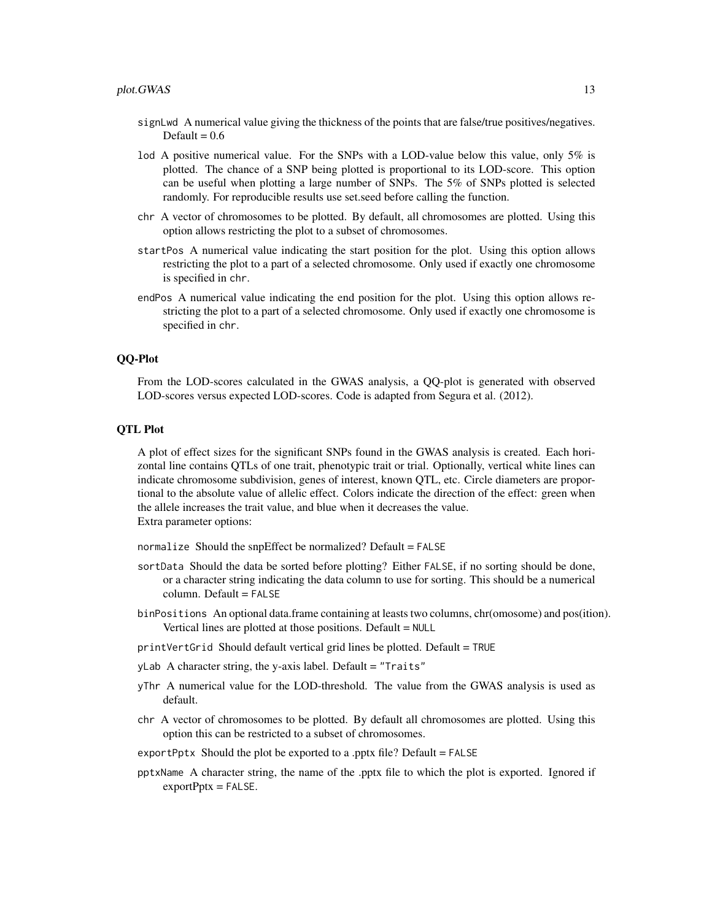signLwd A numerical value giving the thickness of the points that are false/true positives/negatives. Default = 0.6

lod A positive numerical value. For the SNPs with a LOD-value below this value, only 5% is plotted. The chance of a SNP being plotted is proportional to its LOD-score. This option can be useful when plotting a large number of SNPs. The 5% of SNPs plotted is selected randomly. For reproducible results use set.seed before calling the function.

chr A vector of chromosomes to be plotted. By default, all chromosomes are plotted. Using this option allows restricting the plot to a subset of chromosomes.

startPos A numerical value indicating the start position for the plot. Using this option allows restricting the plot to a part of a selected chromosome. Only used if exactly one chromosome is specified in chr.

endPos A numerical value indicating the end position for the plot. Using this option allows restricting the plot to a part of a selected chromosome. Only used if exactly one chromosome is specified in chr.

## QQ-Plot

From the LOD-scores calculated in the GWAS analysis, a QQ-plot is generated with observed LOD-scores versus expected LOD-scores. Code is adapted from Segura et al. (2012).

## QTL Plot

A plot of effect sizes for the significant SNPs found in the GWAS analysis is created. Each horizontal line contains QTLs of one trait, phenotypic trait or trial. Optionally, vertical white lines can indicate chromosome subdivision, genes of interest, known QTL, etc. Circle diameters are proportional to the absolute value of allelic effect. Colors indicate the direction of the effect: green when the allele increases the trait value, and blue when it decreases the value.
Extra parameter options:

normalize Should the snpEffect be normalized? Default = FALSE

sortData Should the data be sorted before plotting? Either FALSE, if no sorting should be done, or a character string indicating the data column to use for sorting. This should be a numerical column. Default = FALSE

binPositions An optional data.frame containing at leasts two columns, chr(omosome) and pos(ition). Vertical lines are plotted at those positions. Default = NULL

printVertGrid Should default vertical grid lines be plotted. Default = TRUE

yLab A character string, the y-axis label. Default = "Traits"

yThr A numerical value for the LOD-threshold. The value from the GWAS analysis is used as default.

chr A vector of chromosomes to be plotted. By default all chromosomes are plotted. Using this option this can be restricted to a subset of chromosomes.

exportPptx Should the plot be exported to a .pptx file? Default = FALSE

pptxName A character string, the name of the .pptx file to which the plot is exported. Ignored if exportPptx = FALSE.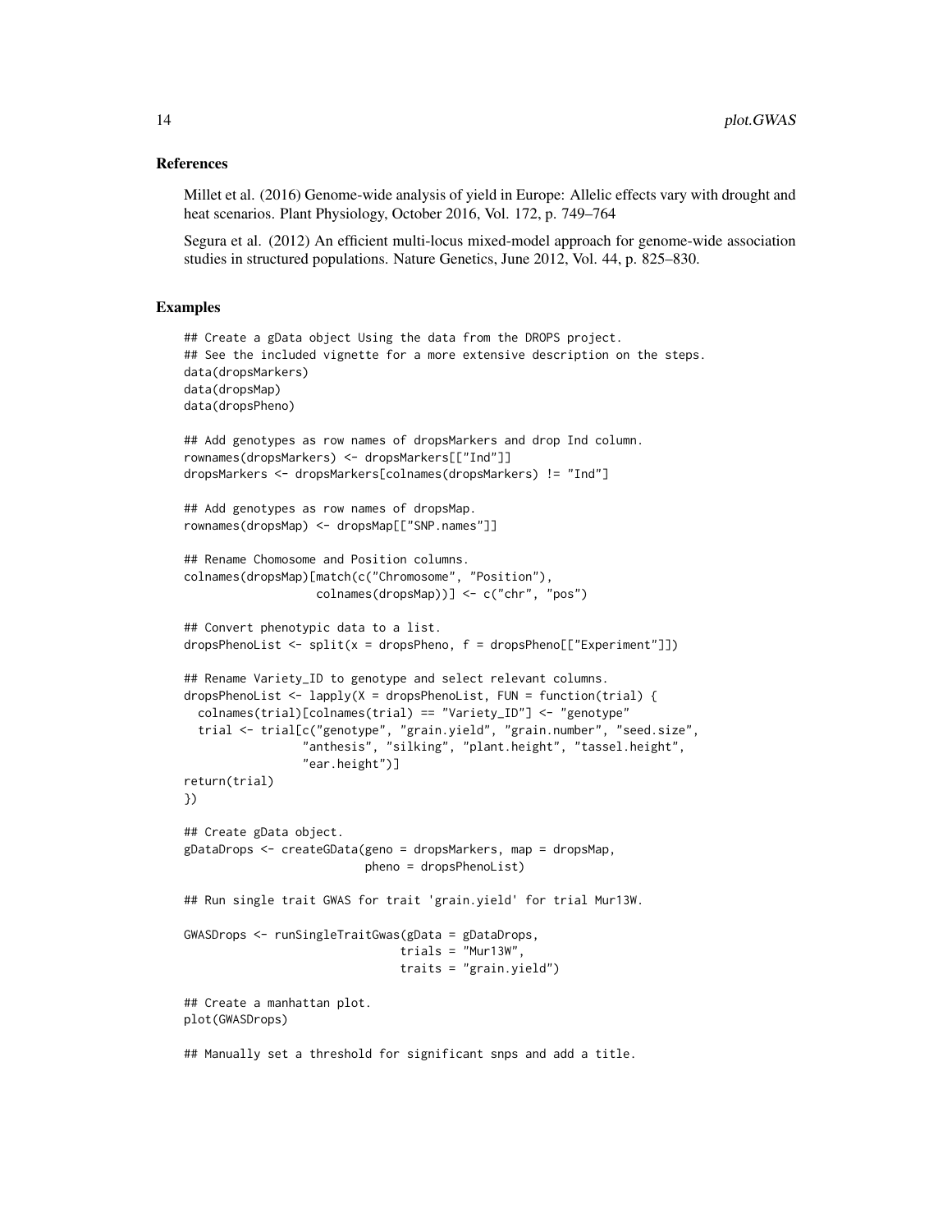### References

Millet et al. (2016) Genome-wide analysis of yield in Europe: Allelic effects vary with drought and heat scenarios. Plant Physiology, October 2016, Vol. 172, p. 749–764

Segura et al. (2012) An efficient multi-locus mixed-model approach for genome-wide association studies in structured populations. Nature Genetics, June 2012, Vol. 44, p. 825–830.

### Examples

```
## Create a gData object Using the data from the DROPS project.
## See the included vignette for a more extensive description on the steps.
data(dropsMarkers)
data(dropsMap)
data(dropsPheno)

## Add genotypes as row names of dropsMarkers and drop Ind column.
rownames(dropsMarkers) <- dropsMarkers[["Ind"]]
dropsMarkers <- dropsMarkers[colnames(dropsMarkers) != "Ind"]

## Add genotypes as row names of dropsMap.
rownames(dropsMap) <- dropsMap[["SNP.names"]]

## Rename Chomosome and Position columns.
colnames(dropsMap)[match(c("Chromosome", "Position"),
                   colnames(dropsMap))] <- c("chr", "pos")

## Convert phenotypic data to a list.
dropsPhenoList <- split(x = dropsPheno, f = dropsPheno[["Experiment"]])

## Rename Variety_ID to genotype and select relevant columns.
dropsPhenoList <- lapply(X = dropsPhenoList, FUN = function(trial) {
  colnames(trial)[colnames(trial) == "Variety_ID"] <- "genotype"
  trial <- trial[c("genotype", "grain.yield", "grain.number", "seed.size",
                 "anthesis", "silking", "plant.height", "tassel.height",
                 "ear.height")]
return(trial)
})

## Create gData object.
gDataDrops <- createGData(geno = dropsMarkers, map = dropsMap,
                          pheno = dropsPhenoList)

## Run single trait GWAS for trait 'grain.yield' for trial Mur13W.

GWASDrops <- runSingleTraitGwas(gData = gDataDrops,
                               trials = "Mur13W",
                               traits = "grain.yield")

## Create a manhattan plot.
plot(GWASDrops)

## Manually set a threshold for significant snps and add a title.
```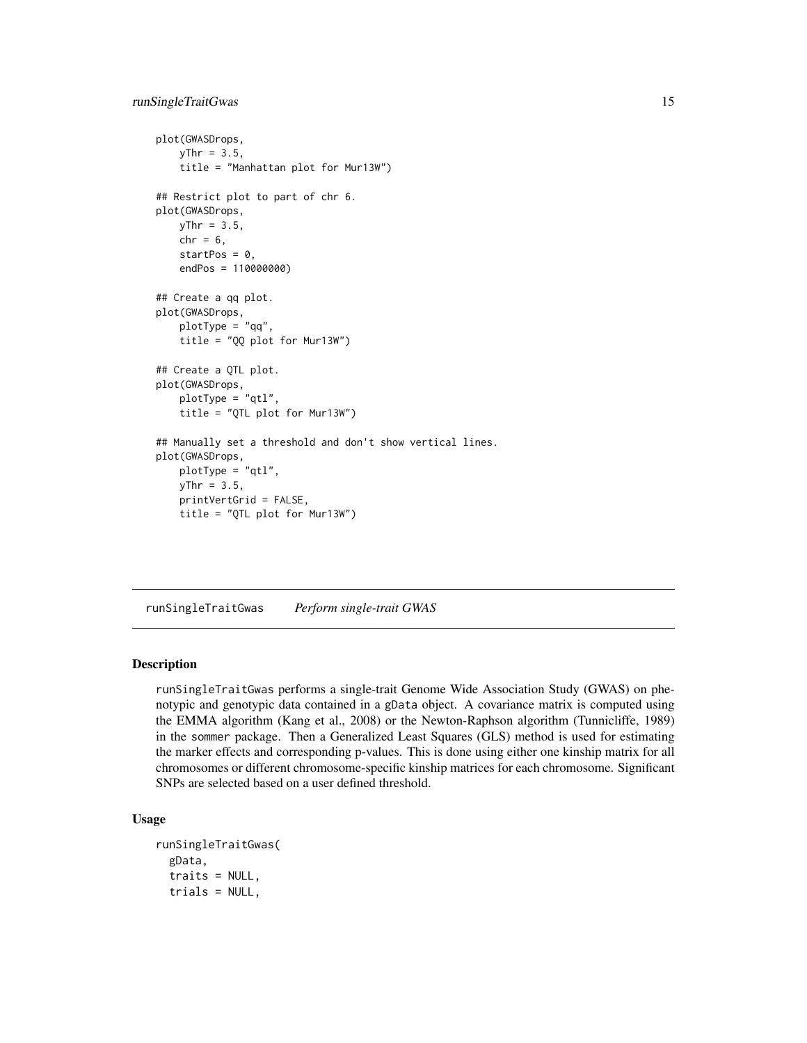```
plot(GWASDrops,
     yThr = 3.5,
     title = "Manhattan plot for Mur13W")

## Restrict plot to part of chr 6.
plot(GWASDrops,
     yThr = 3.5,
     chr = 6,
     startPos = 0,
     endPos = 110000000)

## Create a qq plot.
plot(GWASDrops,
     plotType = "qq",
     title = "QQ plot for Mur13W")

## Create a QTL plot.
plot(GWASDrops,
     plotType = "qtl",
     title = "QTL plot for Mur13W")

## Manually set a threshold and don't show vertical lines.
plot(GWASDrops,
     plotType = "qtl",
     yThr = 3.5,
     printVertGrid = FALSE,
     title = "QTL plot for Mur13W")
```

## runSingleTraitGwas *Perform single-trait GWAS*

### Description

runSingleTraitGwas performs a single-trait Genome Wide Association Study (GWAS) on phenotypic and genotypic data contained in a gData object. A covariance matrix is computed using the EMMA algorithm (Kang et al., 2008) or the Newton-Raphson algorithm (Tunnicliffe, 1989) in the sommer package. Then a Generalized Least Squares (GLS) method is used for estimating the marker effects and corresponding p-values. This is done using either one kinship matrix for all chromosomes or different chromosome-specific kinship matrices for each chromosome. Significant SNPs are selected based on a user defined threshold.

### Usage

```
runSingleTraitGwas(
  gData,
  traits = NULL,
  trials = NULL,
```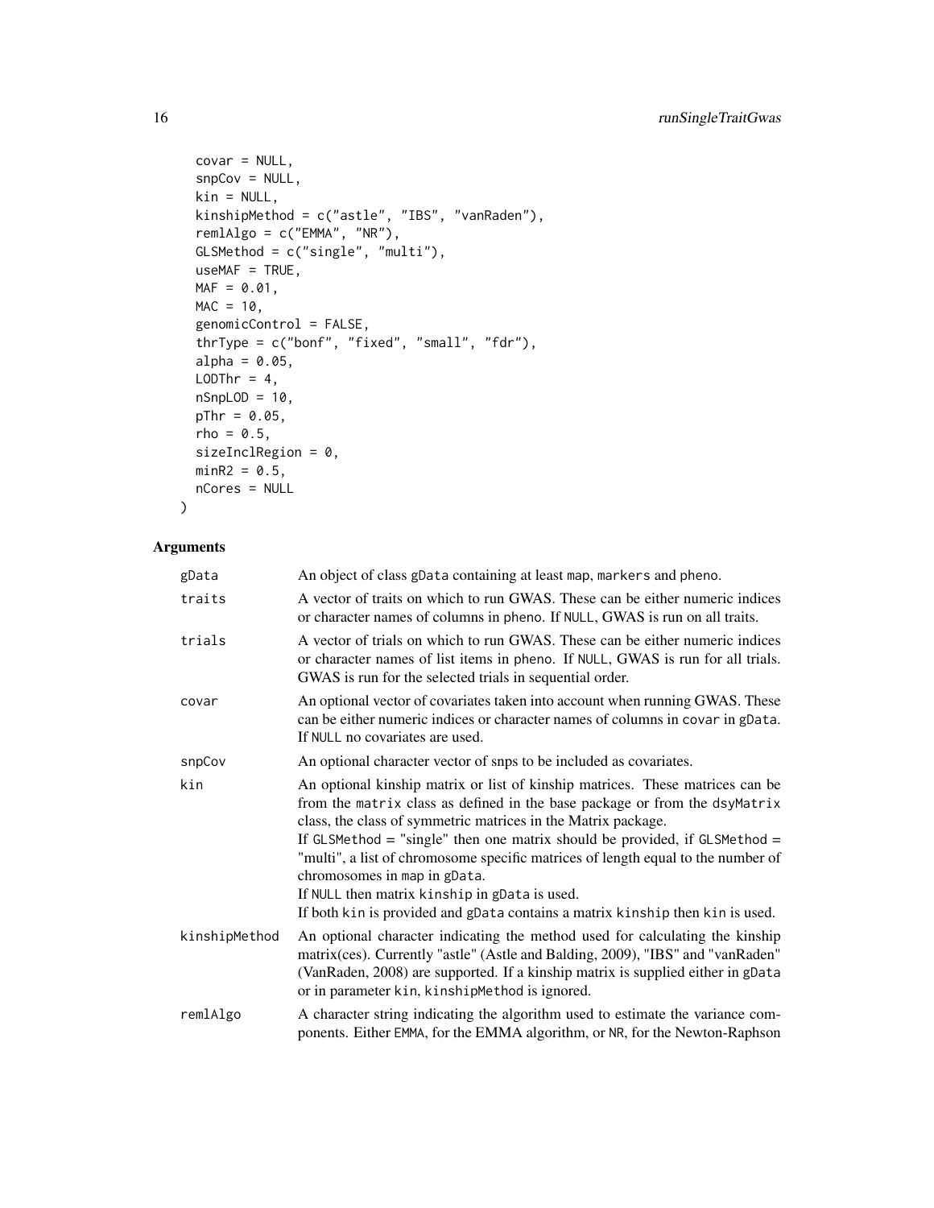```
  covar = NULL,
  snpCov = NULL,
  kin = NULL,
  kinshipMethod = c("astle", "IBS", "vanRaden"),
  remlAlgo = c("EMMA", "NR"),
  GLSMethod = c("single", "multi"),
  useMAF = TRUE,
  MAF = 0.01,
  MAC = 10,
  genomicControl = FALSE,
  thrType = c("bonf", "fixed", "small", "fdr"),
  alpha = 0.05,
  LODThr = 4,
  nSnpLOD = 10,
  pThr = 0.05,
  rho = 0.5,
  sizeInclRegion = 0,
  minR2 = 0.5,
  nCores = NULL
)
```

## Arguments

| | |
|---|---|
| gData | An object of class gData containing at least map, markers and pheno. |
| traits | A vector of traits on which to run GWAS. These can be either numeric indices or character names of columns in pheno. If NULL, GWAS is run on all traits. |
| trials | A vector of trials on which to run GWAS. These can be either numeric indices or character names of list items in pheno. If NULL, GWAS is run for all trials. GWAS is run for the selected trials in sequential order. |
| covar | An optional vector of covariates taken into account when running GWAS. These can be either numeric indices or character names of columns in covar in gData. If NULL no covariates are used. |
| snpCov | An optional character vector of snps to be included as covariates. |
| kin | An optional kinship matrix or list of kinship matrices. These matrices can be from the matrix class as defined in the base package or from the dsyMatrix class, the class of symmetric matrices in the Matrix package. If GLSMethod = "single" then one matrix should be provided, if GLSMethod = "multi", a list of chromosome specific matrices of length equal to the number of chromosomes in map in gData. If NULL then matrix kinship in gData is used. If both kin is provided and gData contains a matrix kinship then kin is used. |
| kinshipMethod | An optional character indicating the method used for calculating the kinship matrix(ces). Currently "astle" (Astle and Balding, 2009), "IBS" and "vanRaden" (VanRaden, 2008) are supported. If a kinship matrix is supplied either in gData or in parameter kin, kinshipMethod is ignored. |
| remlAlgo | A character string indicating the algorithm used to estimate the variance components. Either EMMA, for the EMMA algorithm, or NR, for the Newton-Raphson |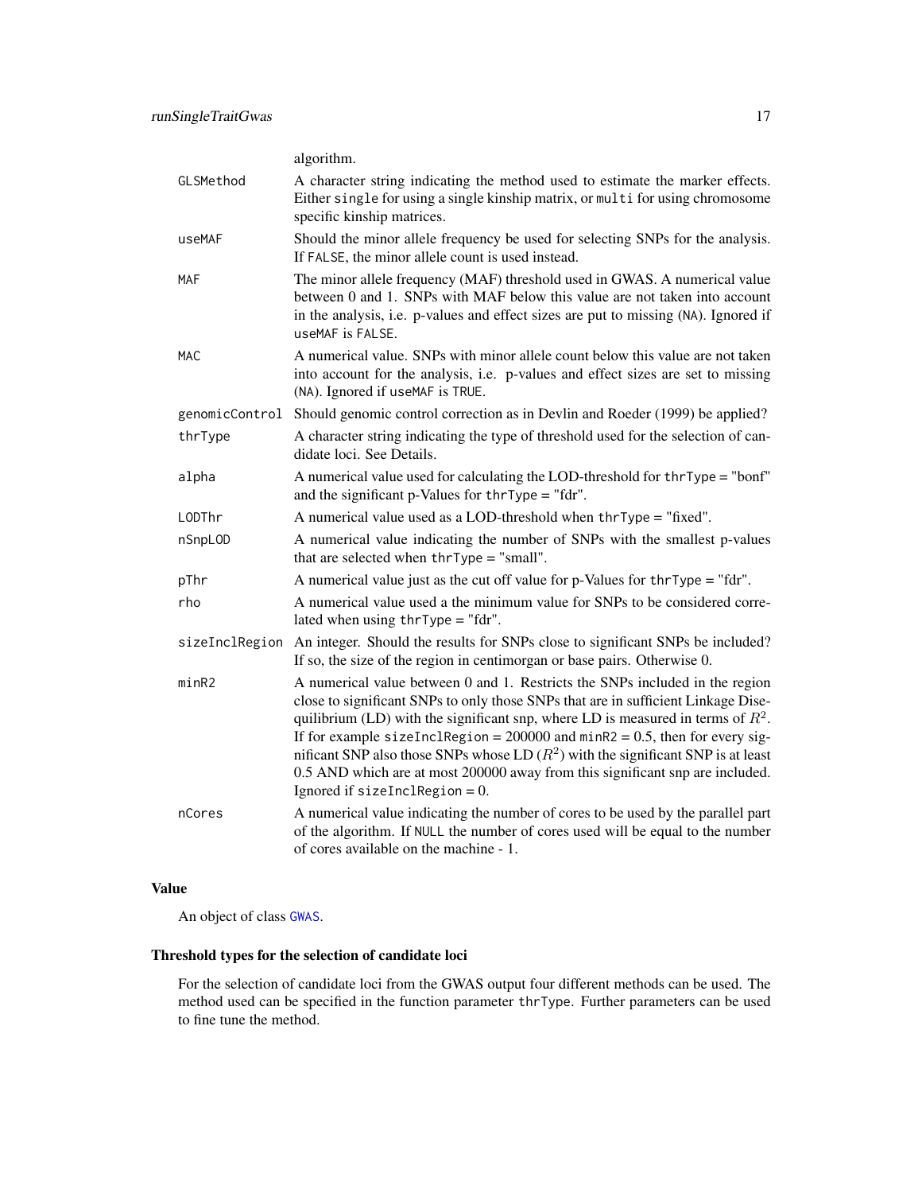algorithm.

| | |
|---|---|
| `GLSMethod` | A character string indicating the method used to estimate the marker effects. Either `single` for using a single kinship matrix, or `multi` for using chromosome specific kinship matrices. |
| `useMAF` | Should the minor allele frequency be used for selecting SNPs for the analysis. If `FALSE`, the minor allele count is used instead. |
| `MAF` | The minor allele frequency (MAF) threshold used in GWAS. A numerical value between 0 and 1. SNPs with MAF below this value are not taken into account in the analysis, i.e. p-values and effect sizes are put to missing (`NA`). Ignored if `useMAF` is `FALSE`. |
| `MAC` | A numerical value. SNPs with minor allele count below this value are not taken into account for the analysis, i.e. p-values and effect sizes are set to missing (`NA`). Ignored if `useMAF` is `TRUE`. |
| `genomicControl` | Should genomic control correction as in Devlin and Roeder (1999) be applied? |
| `thrType` | A character string indicating the type of threshold used for the selection of candidate loci. See Details. |
| `alpha` | A numerical value used for calculating the LOD-threshold for `thrType` = "bonf" and the significant p-Values for `thrType` = "fdr". |
| `LODThr` | A numerical value used as a LOD-threshold when `thrType` = "fixed". |
| `nSnpLOD` | A numerical value indicating the number of SNPs with the smallest p-values that are selected when `thrType` = "small". |
| `pThr` | A numerical value just as the cut off value for p-Values for `thrType` = "fdr". |
| `rho` | A numerical value used a the minimum value for SNPs to be considered correlated when using `thrType` = "fdr". |
| `sizeInclRegion` | An integer. Should the results for SNPs close to significant SNPs be included? If so, the size of the region in centimorgan or base pairs. Otherwise 0. |
| `minR2` | A numerical value between 0 and 1. Restricts the SNPs included in the region close to significant SNPs to only those SNPs that are in sufficient Linkage Disequilibrium (LD) with the significant snp, where LD is measured in terms of $R^2$. If for example `sizeInclRegion` = 200000 and `minR2` = 0.5, then for every significant SNP also those SNPs whose LD ($R^2$) with the significant SNP is at least 0.5 AND which are at most 200000 away from this significant snp are included. Ignored if `sizeInclRegion` = 0. |
| `nCores` | A numerical value indicating the number of cores to be used by the parallel part of the algorithm. If `NULL` the number of cores used will be equal to the number of cores available on the machine - 1. |

## Value

An object of class `GWAS`.

## Threshold types for the selection of candidate loci

For the selection of candidate loci from the GWAS output four different methods can be used. The method used can be specified in the function parameter `thrType`. Further parameters can be used to fine tune the method.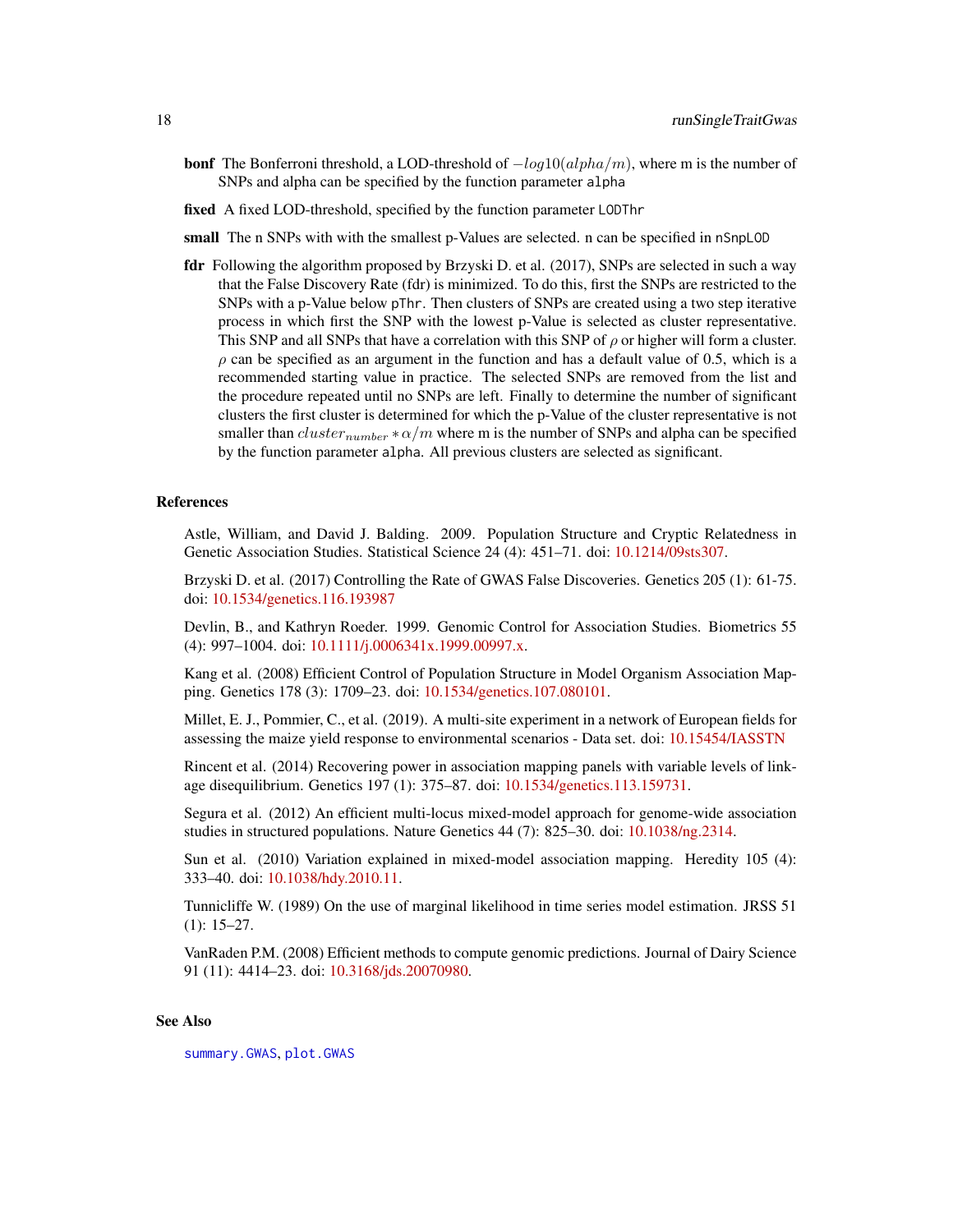**bonf** The Bonferroni threshold, a LOD-threshold of $-log10(alpha/m)$, where m is the number of SNPs and alpha can be specified by the function parameter `alpha`

**fixed** A fixed LOD-threshold, specified by the function parameter `LODThr`

**small** The n SNPs with with the smallest p-Values are selected. n can be specified in `nSnpLOD`

**fdr** Following the algorithm proposed by Brzyski D. et al. (2017), SNPs are selected in such a way that the False Discovery Rate (fdr) is minimized. To do this, first the SNPs are restricted to the SNPs with a p-Value below `pThr`. Then clusters of SNPs are created using a two step iterative process in which first the SNP with the lowest p-Value is selected as cluster representative. This SNP and all SNPs that have a correlation with this SNP of $\rho$ or higher will form a cluster. $\rho$ can be specified as an argument in the function and has a default value of 0.5, which is a recommended starting value in practice. The selected SNPs are removed from the list and the procedure repeated until no SNPs are left. Finally to determine the number of significant clusters the first cluster is determined for which the p-Value of the cluster representative is not smaller than $cluster_{number} * \alpha/m$ where m is the number of SNPs and alpha can be specified by the function parameter `alpha`. All previous clusters are selected as significant.

## References

Astle, William, and David J. Balding. 2009. Population Structure and Cryptic Relatedness in Genetic Association Studies. Statistical Science 24 (4): 451–71. doi: 10.1214/09sts307.

Brzyski D. et al. (2017) Controlling the Rate of GWAS False Discoveries. Genetics 205 (1): 61-75. doi: 10.1534/genetics.116.193987

Devlin, B., and Kathryn Roeder. 1999. Genomic Control for Association Studies. Biometrics 55 (4): 997–1004. doi: 10.1111/j.0006341x.1999.00997.x.

Kang et al. (2008) Efficient Control of Population Structure in Model Organism Association Mapping. Genetics 178 (3): 1709–23. doi: 10.1534/genetics.107.080101.

Millet, E. J., Pommier, C., et al. (2019). A multi-site experiment in a network of European fields for assessing the maize yield response to environmental scenarios - Data set. doi: 10.15454/IASSTN

Rincent et al. (2014) Recovering power in association mapping panels with variable levels of linkage disequilibrium. Genetics 197 (1): 375–87. doi: 10.1534/genetics.113.159731.

Segura et al. (2012) An efficient multi-locus mixed-model approach for genome-wide association studies in structured populations. Nature Genetics 44 (7): 825–30. doi: 10.1038/ng.2314.

Sun et al. (2010) Variation explained in mixed-model association mapping. Heredity 105 (4): 333–40. doi: 10.1038/hdy.2010.11.

Tunnicliffe W. (1989) On the use of marginal likelihood in time series model estimation. JRSS 51 (1): 15–27.

VanRaden P.M. (2008) Efficient methods to compute genomic predictions. Journal of Dairy Science 91 (11): 4414–23. doi: 10.3168/jds.20070980.

## See Also

`summary.GWAS`, `plot.GWAS`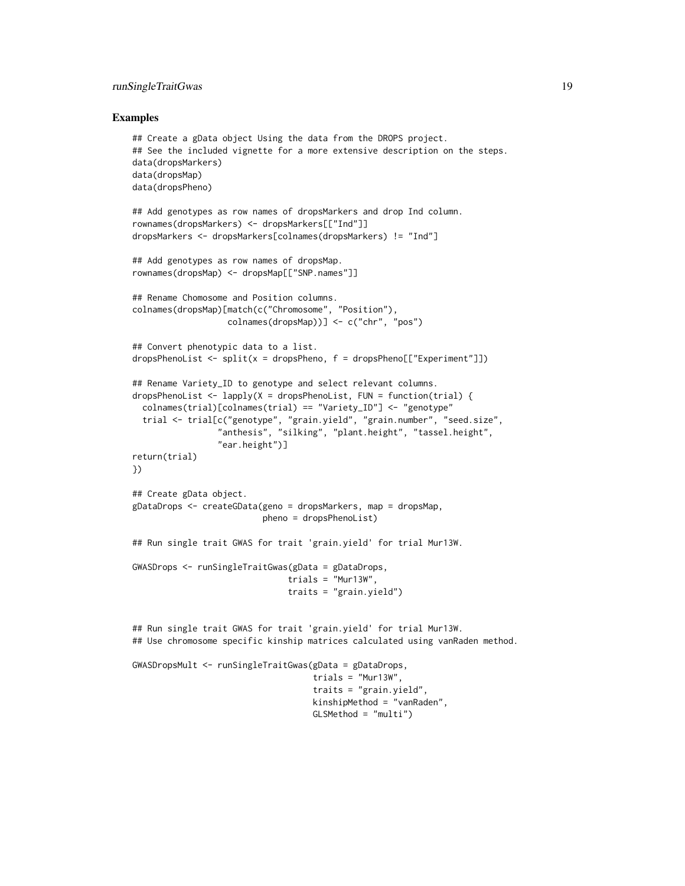## Examples

```
## Create a gData object Using the data from the DROPS project.
## See the included vignette for a more extensive description on the steps.
data(dropsMarkers)
data(dropsMap)
data(dropsPheno)

## Add genotypes as row names of dropsMarkers and drop Ind column.
rownames(dropsMarkers) <- dropsMarkers[["Ind"]]
dropsMarkers <- dropsMarkers[colnames(dropsMarkers) != "Ind"]

## Add genotypes as row names of dropsMap.
rownames(dropsMap) <- dropsMap[["SNP.names"]]

## Rename Chomosome and Position columns.
colnames(dropsMap)[match(c("Chromosome", "Position"),
                   colnames(dropsMap))] <- c("chr", "pos")

## Convert phenotypic data to a list.
dropsPhenoList <- split(x = dropsPheno, f = dropsPheno[["Experiment"]])

## Rename Variety_ID to genotype and select relevant columns.
dropsPhenoList <- lapply(X = dropsPhenoList, FUN = function(trial) {
  colnames(trial)[colnames(trial) == "Variety_ID"] <- "genotype"
  trial <- trial[c("genotype", "grain.yield", "grain.number", "seed.size",
                 "anthesis", "silking", "plant.height", "tassel.height",
                 "ear.height")]
return(trial)
})

## Create gData object.
gDataDrops <- createGData(geno = dropsMarkers, map = dropsMap,
                          pheno = dropsPhenoList)

## Run single trait GWAS for trait 'grain.yield' for trial Mur13W.

GWASDrops <- runSingleTraitGwas(gData = gDataDrops,
                                trials = "Mur13W",
                                traits = "grain.yield")


## Run single trait GWAS for trait 'grain.yield' for trial Mur13W.
## Use chromosome specific kinship matrices calculated using vanRaden method.

GWASDropsMult <- runSingleTraitGwas(gData = gDataDrops,
                                    trials = "Mur13W",
                                    traits = "grain.yield",
                                    kinshipMethod = "vanRaden",
                                    GLSMethod = "multi")
```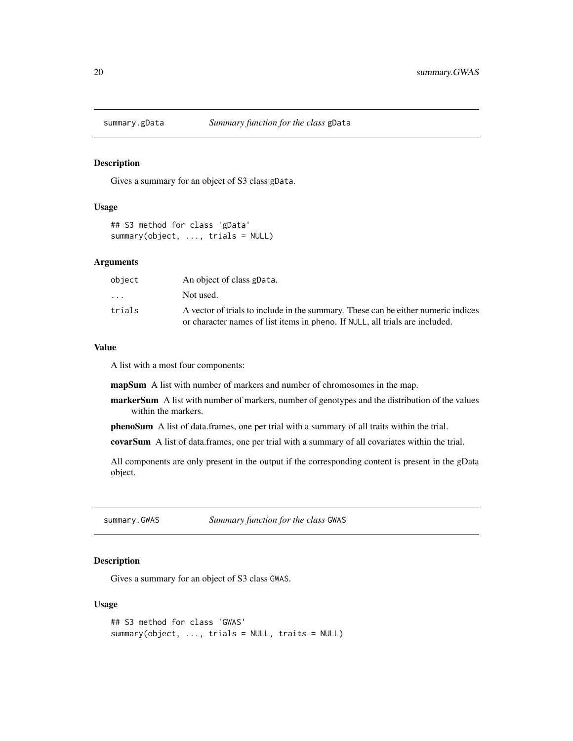## summary.gData — *Summary function for the class* gData

### Description

Gives a summary for an object of S3 class gData.

### Usage

```
## S3 method for class 'gData'
summary(object, ..., trials = NULL)
```

### Arguments

| | |
|---|---|
| object | An object of class gData. |
| ... | Not used. |
| trials | A vector of trials to include in the summary. These can be either numeric indices or character names of list items in pheno. If NULL, all trials are included. |

### Value

A list with a most four components:

**mapSum** A list with number of markers and number of chromosomes in the map.

**markerSum** A list with number of markers, number of genotypes and the distribution of the values within the markers.

**phenoSum** A list of data.frames, one per trial with a summary of all traits within the trial.

**covarSum** A list of data.frames, one per trial with a summary of all covariates within the trial.

All components are only present in the output if the corresponding content is present in the gData object.

## summary.GWAS — *Summary function for the class* GWAS

### Description

Gives a summary for an object of S3 class GWAS.

### Usage

```
## S3 method for class 'GWAS'
summary(object, ..., trials = NULL, traits = NULL)
```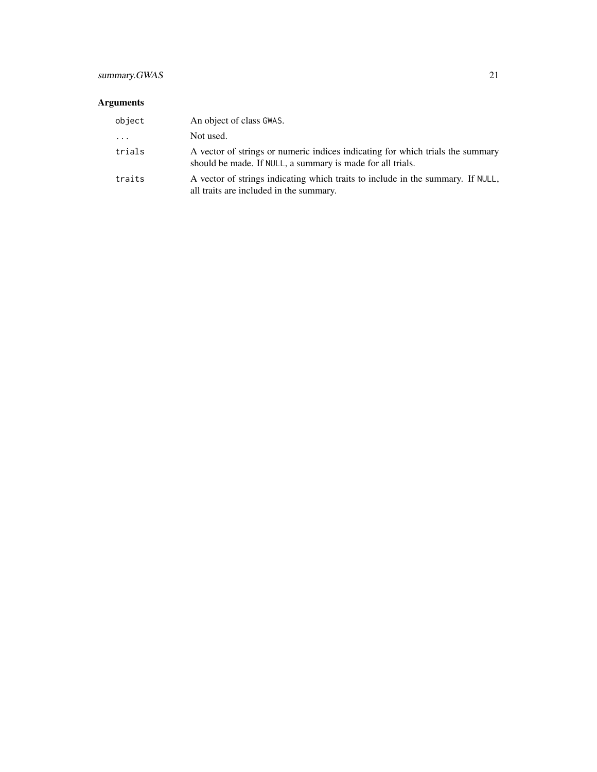## Arguments

| | |
|---|---|
| `object` | An object of class `GWAS`. |
| `...` | Not used. |
| `trials` | A vector of strings or numeric indices indicating for which trials the summary should be made. If `NULL`, a summary is made for all trials. |
| `traits` | A vector of strings indicating which traits to include in the summary. If `NULL`, all traits are included in the summary. |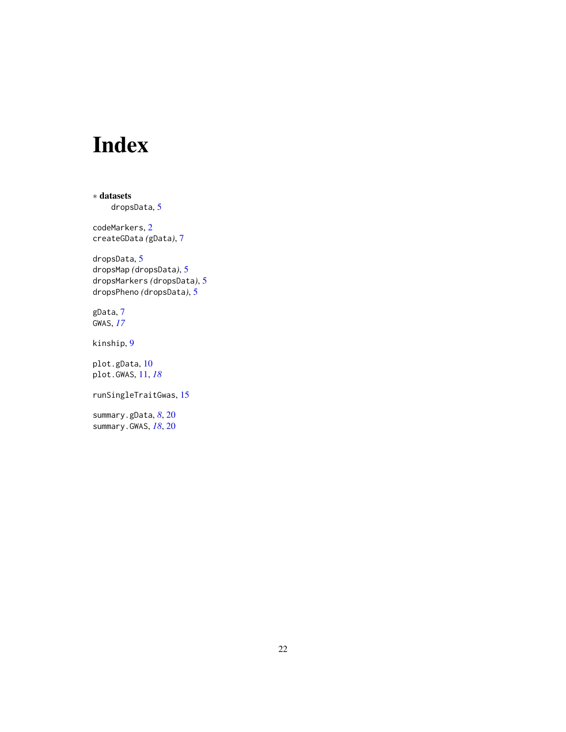# Index

∗ **datasets**
    dropsData, 5

codeMarkers, 2
createGData *(*gData*)*, 7

dropsData, 5
dropsMap *(*dropsData*)*, 5
dropsMarkers *(*dropsData*)*, 5
dropsPheno *(*dropsData*)*, 5

gData, 7
GWAS, *17*

kinship, 9

plot.gData, 10
plot.GWAS, 11, *18*

runSingleTraitGwas, 15

summary.gData, *8*, 20
summary.GWAS, *18*, 20